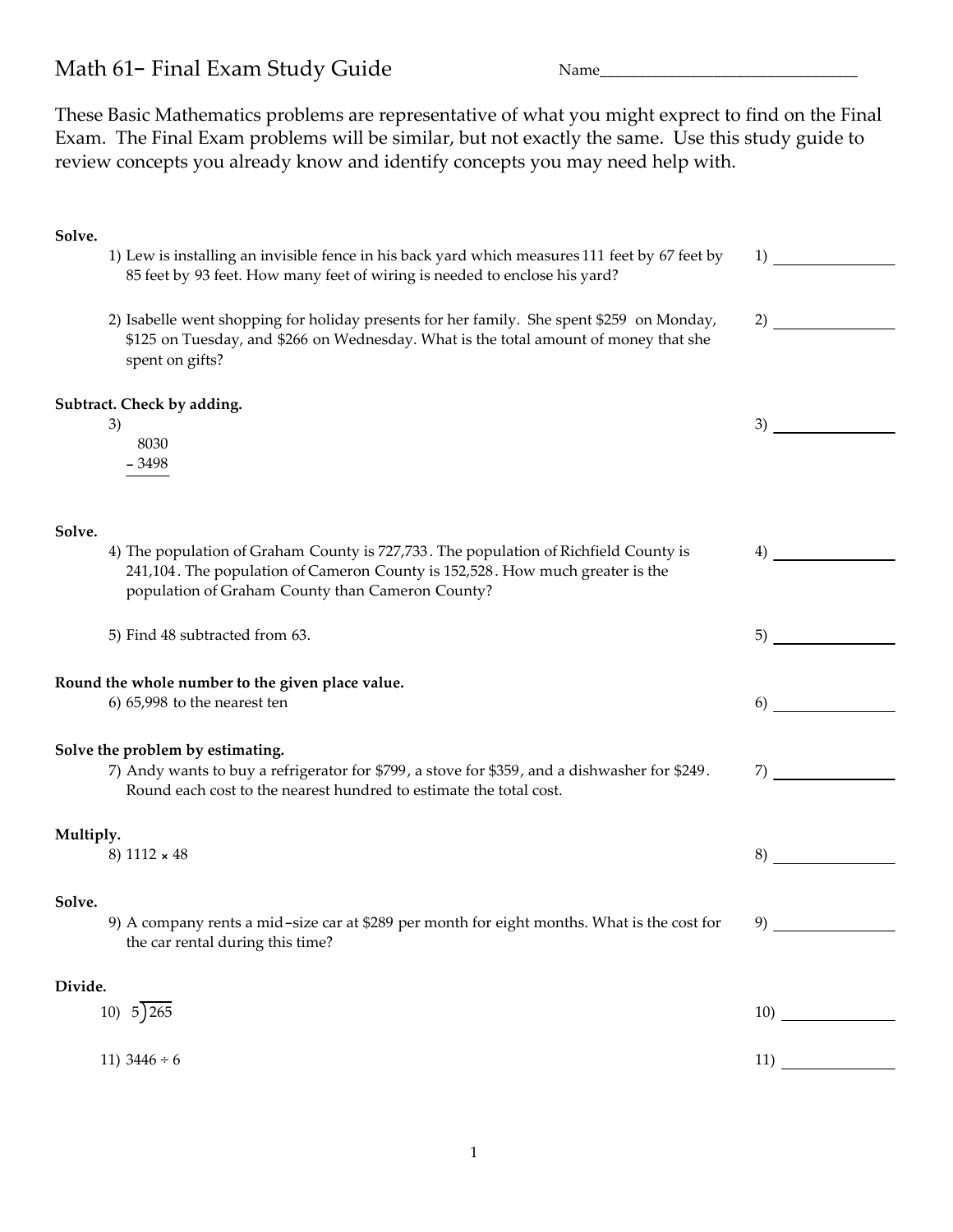# Math 61– Final Exam Study Guide

Name________________________________

These Basic Mathematics problems are representative of what you might exprect to find on the Final Exam. The Final Exam problems will be similar, but not exactly the same. Use this study guide to review concepts you already know and identify concepts you may need help with.

**Solve.**

1) Lew is installing an invisible fence in his back yard which measures 111 feet by 67 feet by 85 feet by 93 feet. How many feet of wiring is needed to enclose his yard?

1) ______________

2) Isabelle went shopping for holiday presents for her family. She spent $259 on Monday, $125 on Tuesday, and $266 on Wednesday. What is the total amount of money that she spent on gifts?

2) ______________

**Subtract. Check by adding.**

3)

$$\begin{array}{r} 8030 \\ -\ 3498 \\ \hline \end{array}$$

3) ______________

**Solve.**

4) The population of Graham County is 727,733. The population of Richfield County is 241,104. The population of Cameron County is 152,528. How much greater is the population of Graham County than Cameron County?

4) ______________

5) Find 48 subtracted from 63.

5) ______________

**Round the whole number to the given place value.**

6) 65,998 to the nearest ten

6) ______________

**Solve the problem by estimating.**

7) Andy wants to buy a refrigerator for $799, a stove for $359, and a dishwasher for $249. Round each cost to the nearest hundred to estimate the total cost.

7) ______________

**Multiply.**

8) $1112 \times 48$

8) ______________

**Solve.**

9) A company rents a mid–size car at $289 per month for eight months. What is the cost for the car rental during this time?

9) ______________

**Divide.**

10) $5\overline{)265}$

10) ______________

11) $3446 \div 6$

11) ______________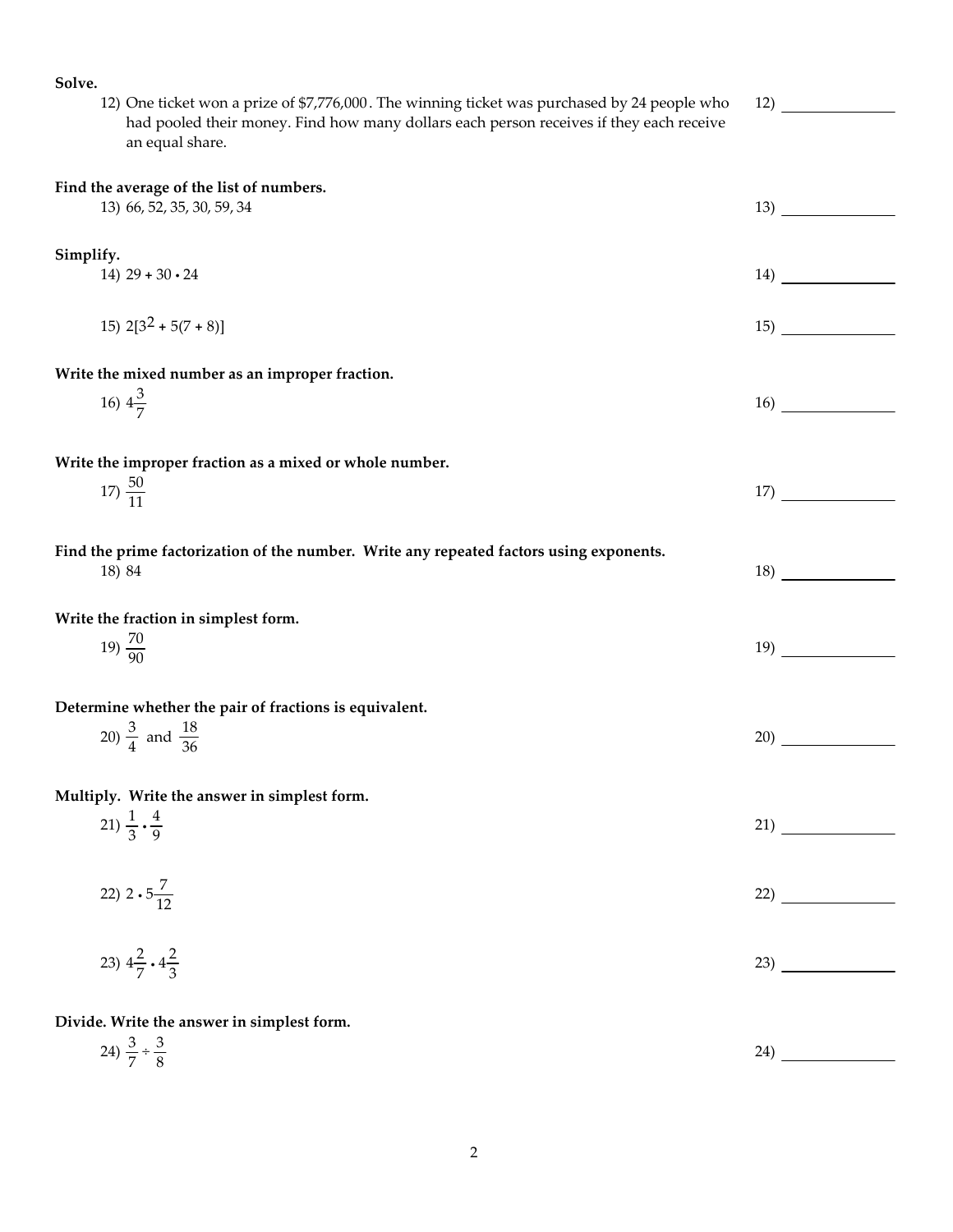**Solve.**

12) One ticket won a prize of $7,776,000. The winning ticket was purchased by 24 people who had pooled their money. Find how many dollars each person receives if they each receive an equal share.

12) ____________

**Find the average of the list of numbers.**

13) 66, 52, 35, 30, 59, 34

13) ____________

**Simplify.**

14) $29 + 30 \cdot 24$

14) ____________

15) $2[3^2 + 5(7 + 8)]$

15) ____________

**Write the mixed number as an improper fraction.**

16) $4\frac{3}{7}$

16) ____________

**Write the improper fraction as a mixed or whole number.**

17) $\frac{50}{11}$

17) ____________

**Find the prime factorization of the number. Write any repeated factors using exponents.**

18) 84

18) ____________

**Write the fraction in simplest form.**

19) $\frac{70}{90}$

19) ____________

**Determine whether the pair of fractions is equivalent.**

20) $\frac{3}{4}$ and $\frac{18}{36}$

20) ____________

**Multiply. Write the answer in simplest form.**

21) $\frac{1}{3} \cdot \frac{4}{9}$

21) ____________

22) $2 \cdot 5\frac{7}{12}$

22) ____________

23) $4\frac{2}{7} \cdot 4\frac{2}{3}$

23) ____________

**Divide. Write the answer in simplest form.**

24) $\frac{3}{7} \div \frac{3}{8}$

24) ____________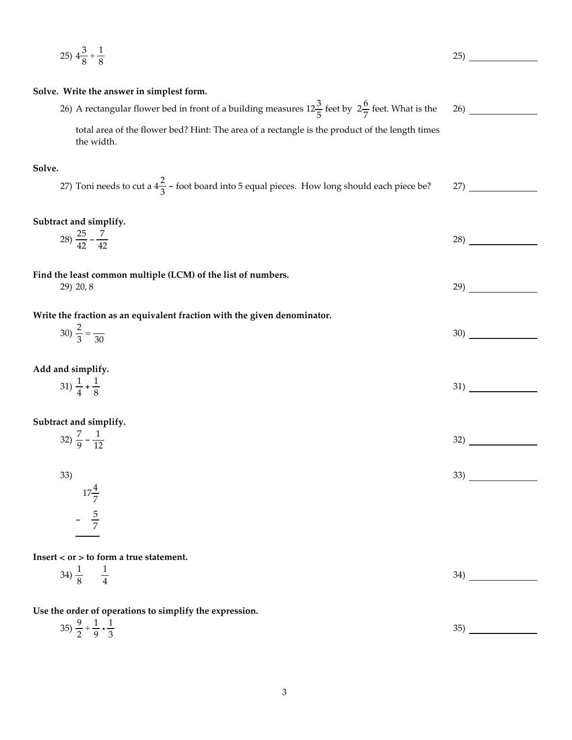25) $4\frac{3}{8} \div \frac{1}{8}$

25) ______________

**Solve. Write the answer in simplest form.**

26) A rectangular flower bed in front of a building measures $12\frac{3}{5}$ feet by $2\frac{6}{7}$ feet. What is the total area of the flower bed? Hint: The area of a rectangle is the product of the length times the width.

26) ______________

**Solve.**

27) Toni needs to cut a $4\frac{2}{3}$ – foot board into 5 equal pieces. How long should each piece be?

27) ______________

**Subtract and simplify.**

28) $\frac{25}{42} - \frac{7}{42}$

28) ______________

**Find the least common multiple (LCM) of the list of numbers.**

29) 20, 8

29) ______________

**Write the fraction as an equivalent fraction with the given denominator.**

30) $\frac{2}{3} = \frac{\quad}{30}$

30) ______________

**Add and simplify.**

31) $\frac{1}{4} + \frac{1}{8}$

31) ______________

**Subtract and simplify.**

32) $\frac{7}{9} - \frac{1}{12}$

32) ______________

33)

$$\begin{array}{r} 17\frac{4}{7} \\ - \quad \frac{5}{7} \\ \hline \end{array}$$

33) ______________

**Insert < or > to form a true statement.**

34) $\frac{1}{8} \quad \frac{1}{4}$

34) ______________

**Use the order of operations to simplify the expression.**

35) $\frac{9}{2} \div \frac{1}{9} \cdot \frac{1}{3}$

35) ______________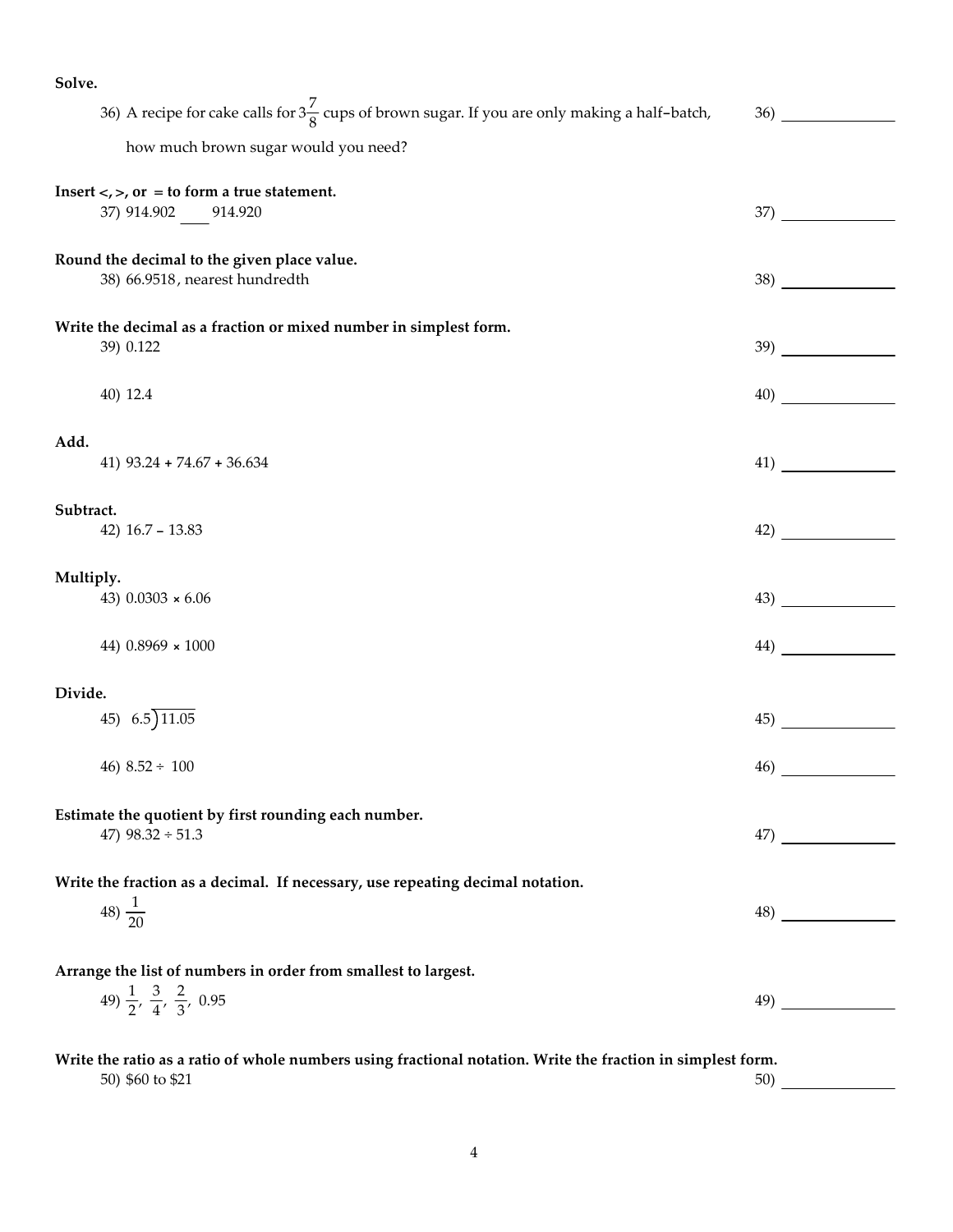**Solve.**

36) A recipe for cake calls for $3\frac{7}{8}$ cups of brown sugar. If you are only making a half–batch, how much brown sugar would you need?

36) ______________

**Insert <, >, or = to form a true statement.**

37) 914.902 ____ 914.920

37) ______________

**Round the decimal to the given place value.**

38) 66.9518, nearest hundredth

38) ______________

**Write the decimal as a fraction or mixed number in simplest form.**

39) 0.122

39) ______________

40) 12.4

40) ______________

**Add.**

41) 93.24 + 74.67 + 36.634

41) ______________

**Subtract.**

42) 16.7 – 13.83

42) ______________

**Multiply.**

43) 0.0303 × 6.06

43) ______________

44) 0.8969 × 1000

44) ______________

**Divide.**

45) $6.5\overline{)11.05}$

45) ______________

46) 8.52 ÷ 100

46) ______________

**Estimate the quotient by first rounding each number.**

47) 98.32 ÷ 51.3

47) ______________

**Write the fraction as a decimal. If necessary, use repeating decimal notation.**

48) $\frac{1}{20}$

48) ______________

**Arrange the list of numbers in order from smallest to largest.**

49) $\frac{1}{2}$, $\frac{3}{4}$, $\frac{2}{3}$, 0.95

49) ______________

**Write the ratio as a ratio of whole numbers using fractional notation. Write the fraction in simplest form.**

50) $60 to $21

50) ______________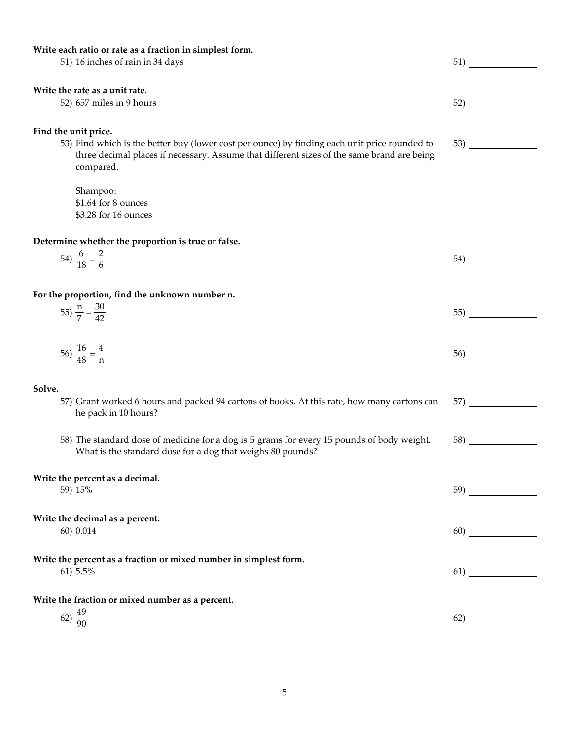**Write each ratio or rate as a fraction in simplest form.**

51) 16 inches of rain in 34 days

51) ______________

**Write the rate as a unit rate.**

52) 657 miles in 9 hours

52) ______________

**Find the unit price.**

53) Find which is the better buy (lower cost per ounce) by finding each unit price rounded to three decimal places if necessary. Assume that different sizes of the same brand are being compared.

Shampoo:
$1.64 for 8 ounces
$3.28 for 16 ounces

53) ______________

**Determine whether the proportion is true or false.**

54) $\frac{6}{18} = \frac{2}{6}$

54) ______________

**For the proportion, find the unknown number n.**

55) $\frac{n}{7} = \frac{30}{42}$

55) ______________

56) $\frac{16}{48} = \frac{4}{n}$

56) ______________

**Solve.**

57) Grant worked 6 hours and packed 94 cartons of books. At this rate, how many cartons can he pack in 10 hours?

57) ______________

58) The standard dose of medicine for a dog is 5 grams for every 15 pounds of body weight. What is the standard dose for a dog that weighs 80 pounds?

58) ______________

**Write the percent as a decimal.**

59) 15%

59) ______________

**Write the decimal as a percent.**

60) 0.014

60) ______________

**Write the percent as a fraction or mixed number in simplest form.**

61) 5.5%

61) ______________

**Write the fraction or mixed number as a percent.**

62) $\frac{49}{90}$

62) ______________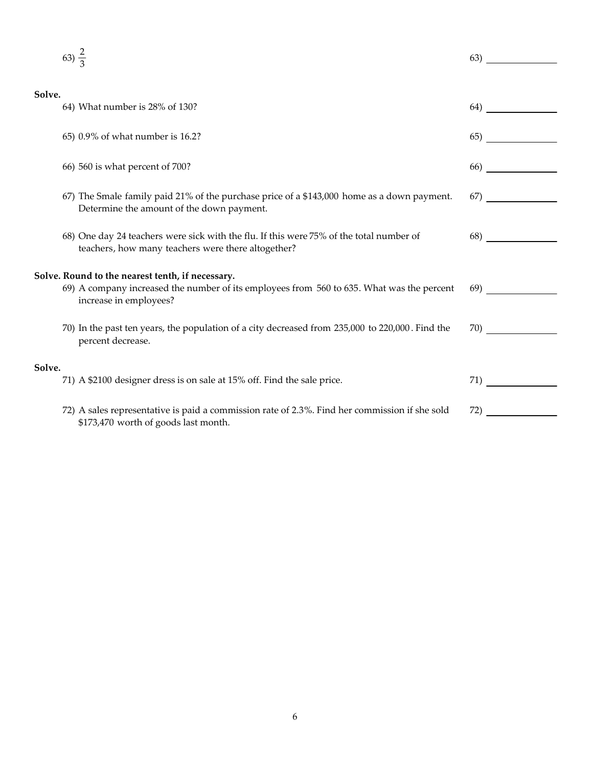63) $\frac{2}{3}$ 63) ______________

**Solve.**

64) What number is 28% of 130? 64) ______________

65) 0.9% of what number is 16.2? 65) ______________

66) 560 is what percent of 700? 66) ______________

67) The Smale family paid 21% of the purchase price of a \$143,000 home as a down payment. Determine the amount of the down payment. 67) ______________

68) One day 24 teachers were sick with the flu. If this were 75% of the total number of teachers, how many teachers were there altogether? 68) ______________

**Solve. Round to the nearest tenth, if necessary.**

69) A company increased the number of its employees from 560 to 635. What was the percent increase in employees? 69) ______________

70) In the past ten years, the population of a city decreased from 235,000 to 220,000. Find the percent decrease. 70) ______________

**Solve.**

71) A \$2100 designer dress is on sale at 15% off. Find the sale price. 71) ______________

72) A sales representative is paid a commission rate of 2.3%. Find her commission if she sold \$173,470 worth of goods last month. 72) ______________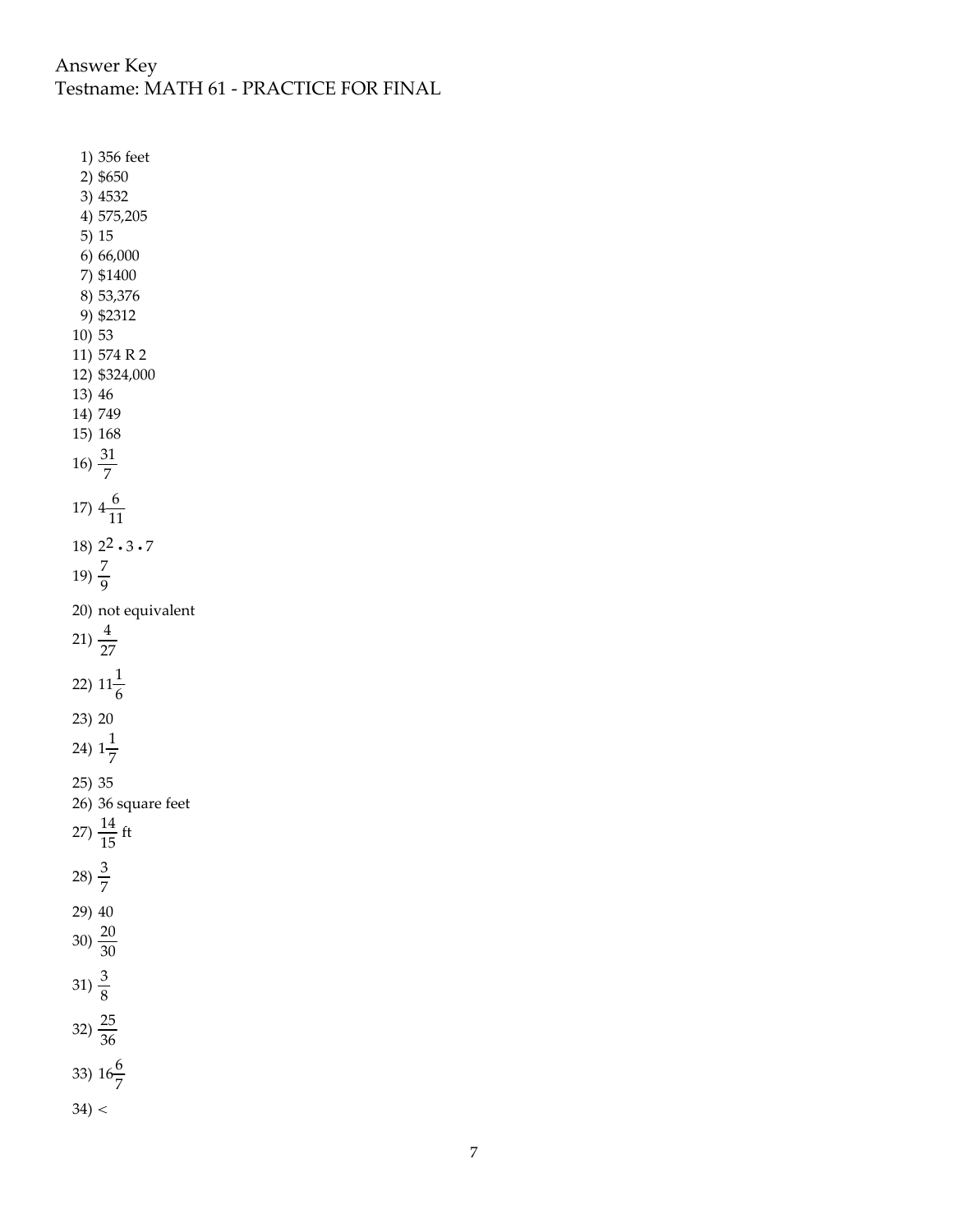Answer Key
Testname: MATH 61 - PRACTICE FOR FINAL

1) 356 feet
2) $650
3) 4532
4) 575,205
5) 15
6) 66,000
7) $1400
8) 53,376
9) $2312
10) 53
11) 574 R 2
12) $324,000
13) 46
14) 749
15) 168
16) $\frac{31}{7}$
17) $4\frac{6}{11}$
18) $2^2 \cdot 3 \cdot 7$
19) $\frac{7}{9}$
20) not equivalent
21) $\frac{4}{27}$
22) $11\frac{1}{6}$
23) 20
24) $1\frac{1}{7}$
25) 35
26) 36 square feet
27) $\frac{14}{15}$ ft
28) $\frac{3}{7}$
29) 40
30) $\frac{20}{30}$
31) $\frac{3}{8}$
32) $\frac{25}{36}$
33) $16\frac{6}{7}$
34) $<$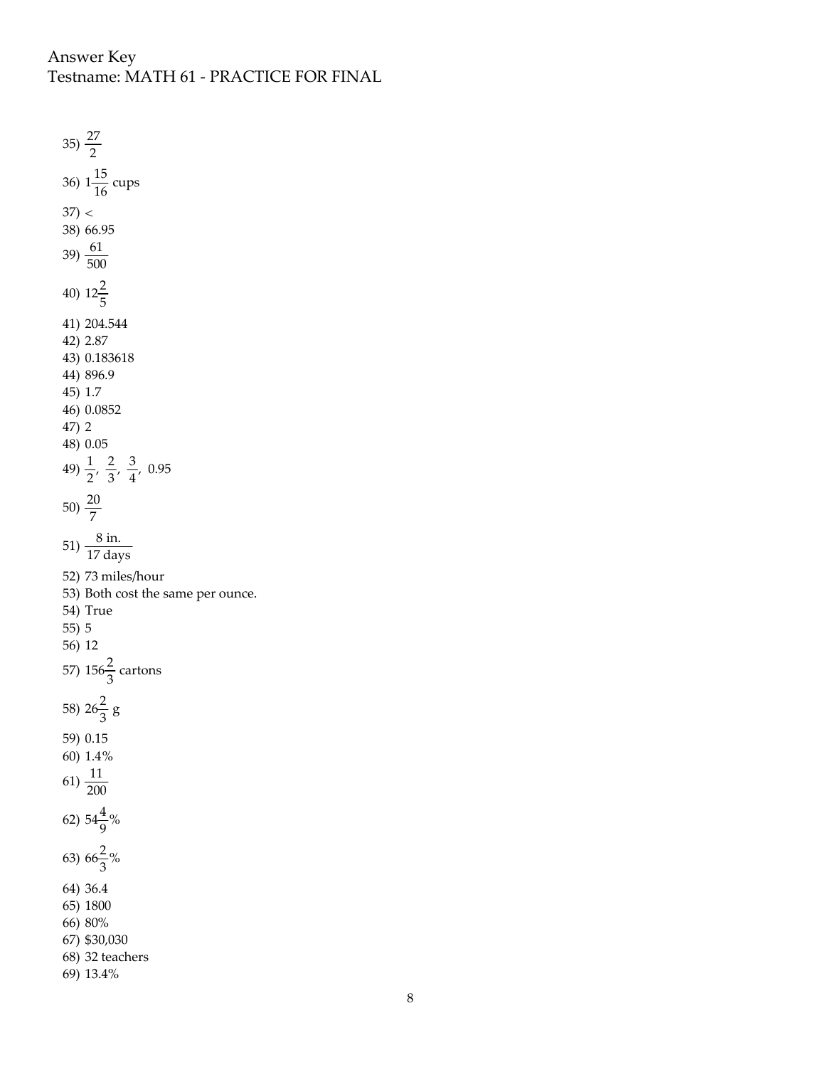Answer Key
Testname: MATH 61 - PRACTICE FOR FINAL

35) $\frac{27}{2}$

36) $1\frac{15}{16}$ cups

37) $<$

38) 66.95

39) $\frac{61}{500}$

40) $12\frac{2}{5}$

41) 204.544

42) 2.87

43) 0.183618

44) 896.9

45) 1.7

46) 0.0852

47) 2

48) 0.05

49) $\frac{1}{2}$, $\frac{2}{3}$, $\frac{3}{4}$, 0.95

50) $\frac{20}{7}$

51) $\frac{\text{8 in.}}{\text{17 days}}$

52) 73 miles/hour

53) Both cost the same per ounce.

54) True

55) 5

56) 12

57) $156\frac{2}{3}$ cartons

58) $26\frac{2}{3}$ g

59) 0.15

60) 1.4%

61) $\frac{11}{200}$

62) $54\frac{4}{9}\%$

63) $66\frac{2}{3}\%$

64) 36.4

65) 1800

66) 80%

67) $30,030

68) 32 teachers

69) 13.4%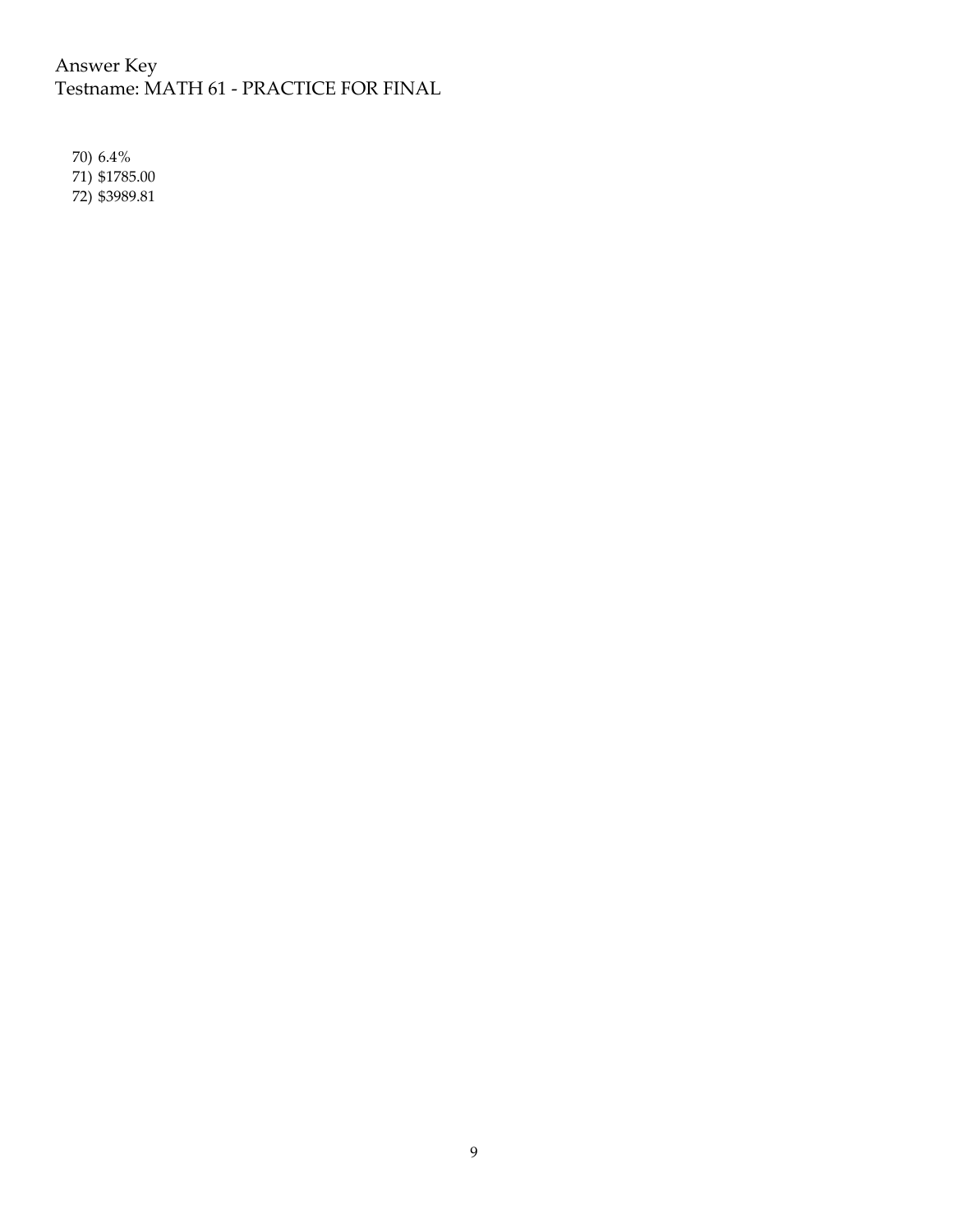70) 6.4%
71) $1785.00
72) $3989.81